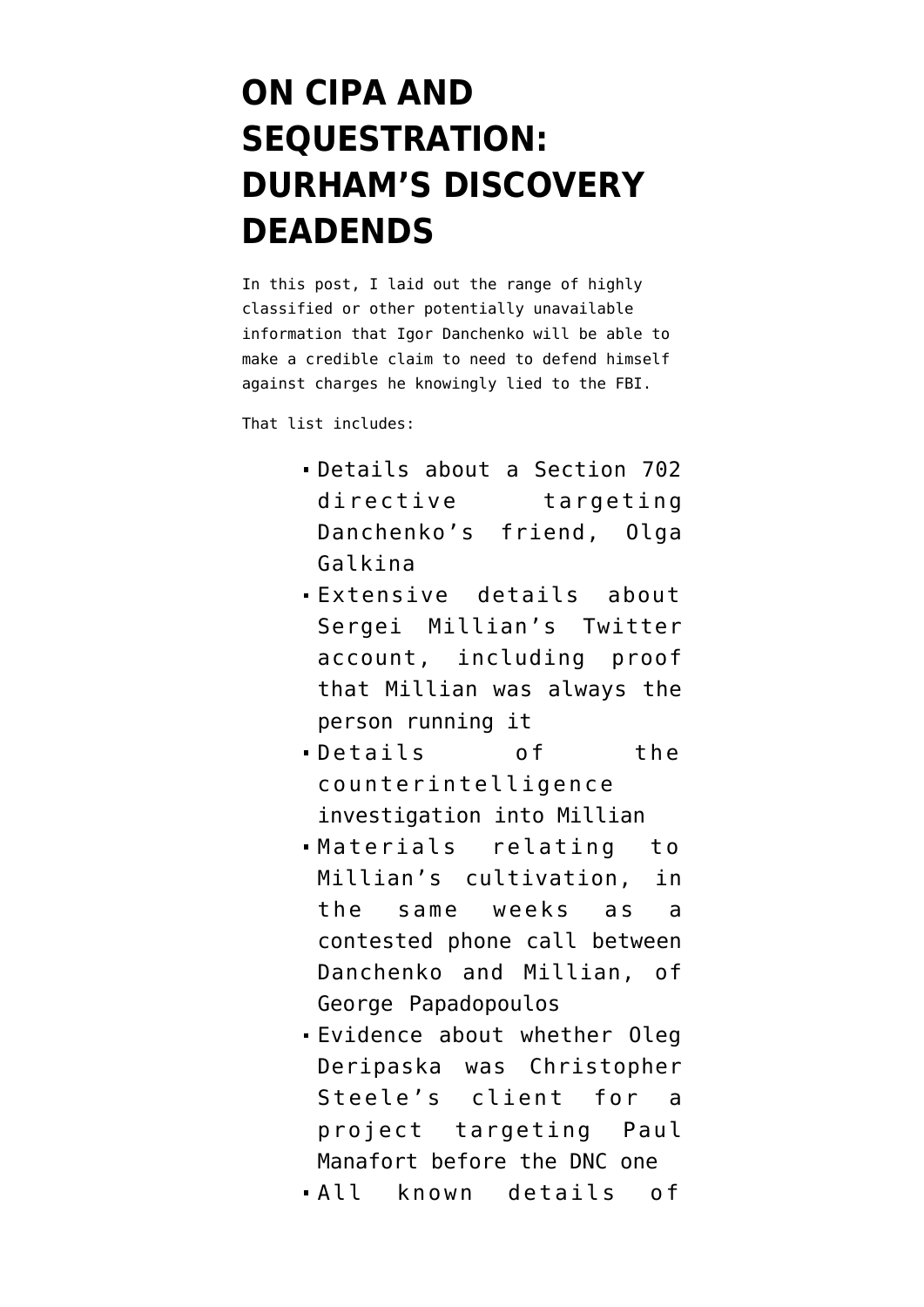# ON CIPA AND SEQUESTRATION: DURHAM'S DISCOVERY DEADENDS

In this post, I laid out the range of highly classified or other potentially unavailable information that Igor Danchenko will be able to make a credible claim to need to defend himself against charges he knowingly lied to the FBI.

That list includes:

- Details about a Section 702 directive targeting Danchenko's friend, Olga Galkina
- Extensive details about Sergei Millian's Twitter account, including proof that Millian was always the person running it
- Details of the counterintelligence investigation into Millian
- Materials relating to Millian's cultivation, in the same weeks as a contested phone call between Danchenko and Millian, of George Papadopoulos
- Evidence about whether Oleg Deripaska was Christopher Steele's client for a project targeting Paul Manafort before the DNC one
- All known details of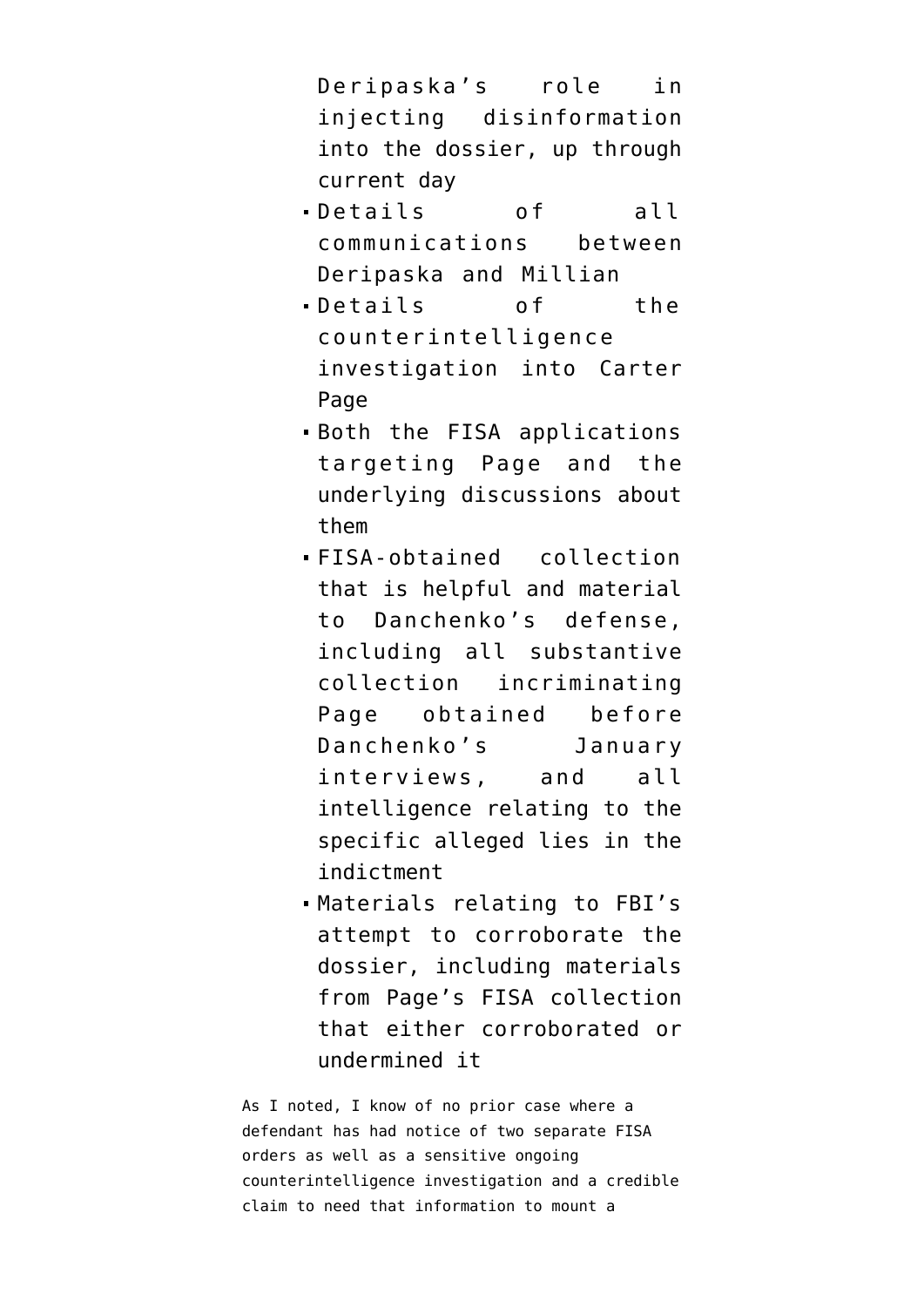Deripaska's role in injecting disinformation into the dossier, up through current day

- Details of all communications between Deripaska and Millian
- Details of the counterintelligence investigation into Carter Page
- Both the FISA applications targeting Page and the underlying discussions about them
- FISA-obtained collection that is helpful and material to Danchenko's defense, including all substantive collection incriminating Page obtained before Danchenko's January interviews, and all intelligence relating to the specific alleged lies in the indictment
- Materials relating to FBI's attempt to corroborate the dossier, including materials from Page's FISA collection that either corroborated or undermined it

As I noted, I know of no prior case where a defendant has had notice of two separate FISA orders as well as a sensitive ongoing counterintelligence investigation and a credible claim to need that information to mount a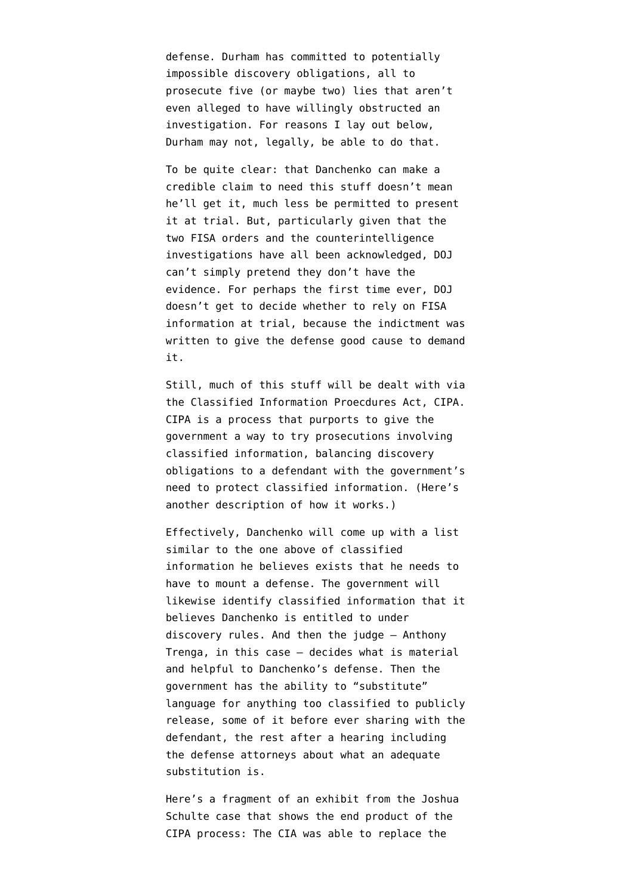defense. Durham has committed to potentially impossible discovery obligations, all to prosecute five (or maybe two) lies that aren't even alleged to have willingly obstructed an investigation. For reasons I lay out below, Durham may not, legally, be able to do that.

To be quite clear: that Danchenko can make a credible claim to need this stuff doesn't mean he'll get it, much less be permitted to present it at trial. But, particularly given that the two FISA orders and the counterintelligence investigations have all been acknowledged, DOJ can't simply pretend they don't have the evidence. For perhaps the first time ever, DOJ doesn't get to decide whether to rely on FISA information at trial, because the indictment was written to give the defense good cause to demand it.

Still, much of this stuff will be dealt with via the Classified Information Proecdures Act, CIPA. CIPA is a process that purports to give the government a way to try prosecutions involving classified information, balancing discovery obligations to a defendant with the government's need to protect classified information. (Here's another description of how it works.)

Effectively, Danchenko will come up with a list similar to the one above of classified information he believes exists that he needs to have to mount a defense. The government will likewise identify classified information that it believes Danchenko is entitled to under discovery rules. And then the judge — Anthony Trenga, in this case — decides what is material and helpful to Danchenko's defense. Then the government has the ability to "substitute" language for anything too classified to publicly release, some of it before ever sharing with the defendant, the rest after a hearing including the defense attorneys about what an adequate substitution is.

Here's a fragment of an exhibit from the Joshua Schulte case that shows the end product of the CIPA process: The CIA was able to replace the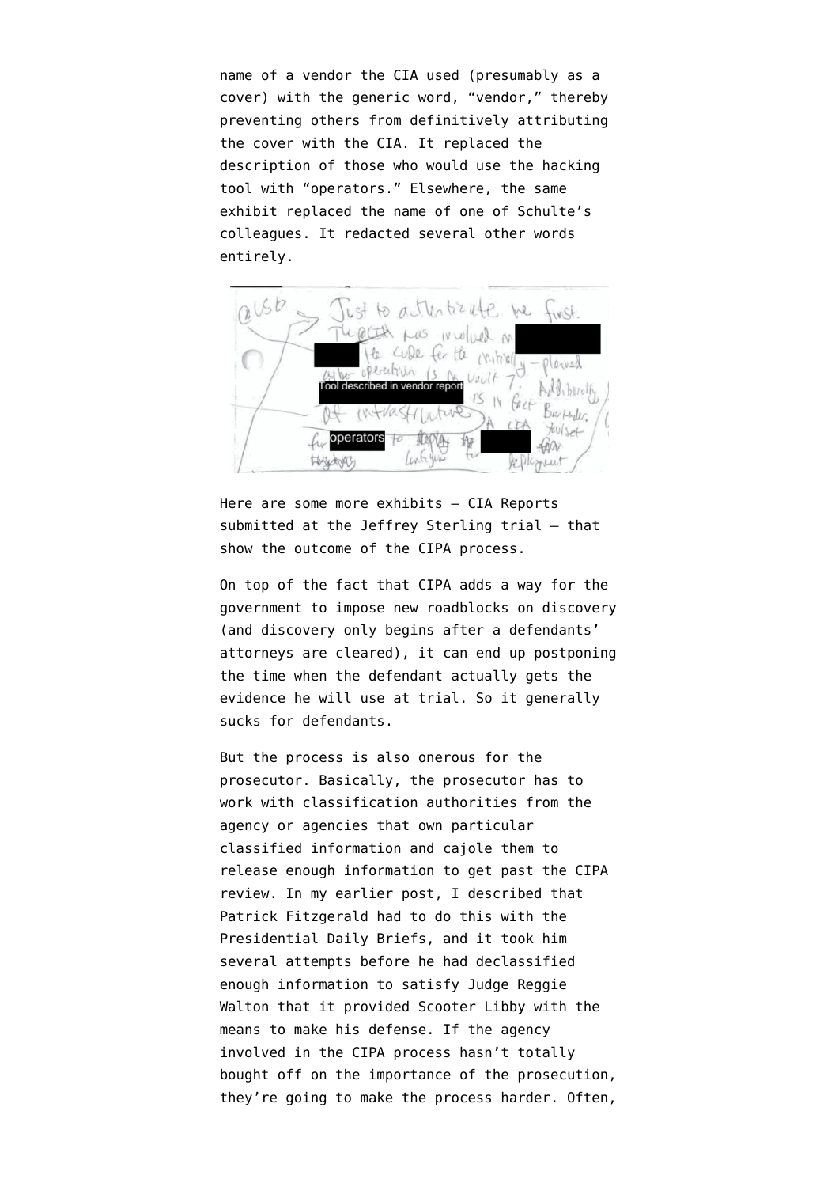name of a vendor the CIA used (presumably as a cover) with the generic word, "vendor," thereby preventing others from definitively attributing the cover with the CIA. It replaced the description of those who would use the hacking tool with "operators." Elsewhere, the same exhibit replaced the name of one of Schulte's colleagues. It redacted several other words entirely.

Here are some more exhibits — CIA Reports submitted at the Jeffrey Sterling trial — that show the outcome of the CIPA process.

On top of the fact that CIPA adds a way for the government to impose new roadblocks on discovery (and discovery only begins after a defendants' attorneys are cleared), it can end up postponing the time when the defendant actually gets the evidence he will use at trial. So it generally sucks for defendants.

But the process is also onerous for the prosecutor. Basically, the prosecutor has to work with classification authorities from the agency or agencies that own particular classified information and cajole them to release enough information to get past the CIPA review. In my earlier post, I described that Patrick Fitzgerald had to do this with the Presidential Daily Briefs, and it took him several attempts before he had declassified enough information to satisfy Judge Reggie Walton that it provided Scooter Libby with the means to make his defense. If the agency involved in the CIPA process hasn't totally bought off on the importance of the prosecution, they're going to make the process harder. Often,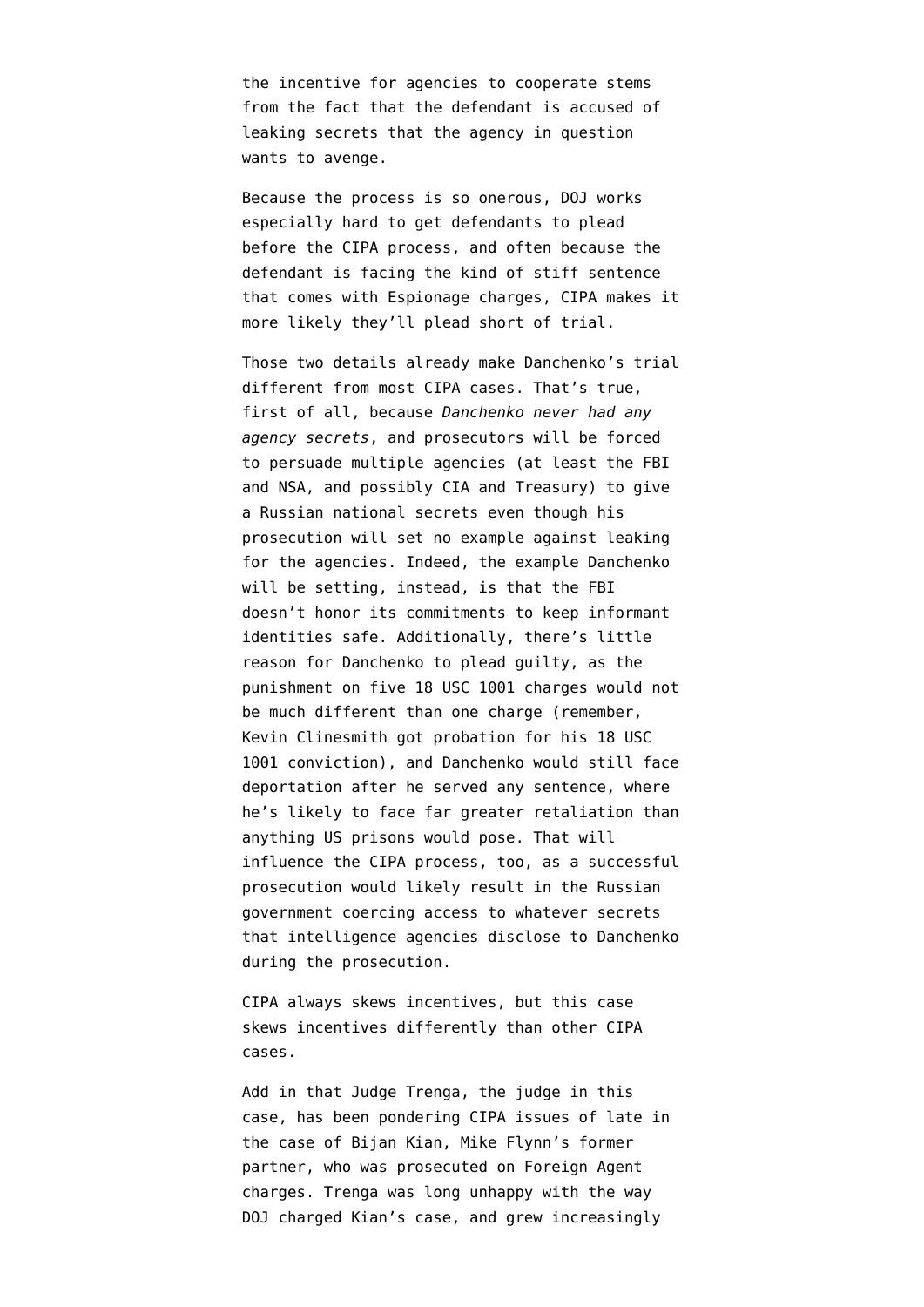the incentive for agencies to cooperate stems from the fact that the defendant is accused of leaking secrets that the agency in question wants to avenge.

Because the process is so onerous, DOJ works especially hard to get defendants to plead before the CIPA process, and often because the defendant is facing the kind of stiff sentence that comes with Espionage charges, CIPA makes it more likely they'll plead short of trial.

Those two details already make Danchenko's trial different from most CIPA cases. That's true, first of all, because *Danchenko never had any agency secrets*, and prosecutors will be forced to persuade multiple agencies (at least the FBI and NSA, and possibly CIA and Treasury) to give a Russian national secrets even though his prosecution will set no example against leaking for the agencies. Indeed, the example Danchenko will be setting, instead, is that the FBI doesn't honor its commitments to keep informant identities safe. Additionally, there's little reason for Danchenko to plead guilty, as the punishment on five 18 USC 1001 charges would not be much different than one charge (remember, Kevin Clinesmith got probation for his 18 USC 1001 conviction), and Danchenko would still face deportation after he served any sentence, where he's likely to face far greater retaliation than anything US prisons would pose. That will influence the CIPA process, too, as a successful prosecution would likely result in the Russian government coercing access to whatever secrets that intelligence agencies disclose to Danchenko during the prosecution.

CIPA always skews incentives, but this case skews incentives differently than other CIPA cases.

Add in that Judge Trenga, the judge in this case, has been pondering CIPA issues of late in the case of Bijan Kian, Mike Flynn's former partner, who was prosecuted on Foreign Agent charges. Trenga was long unhappy with the way DOJ charged Kian's case, and grew increasingly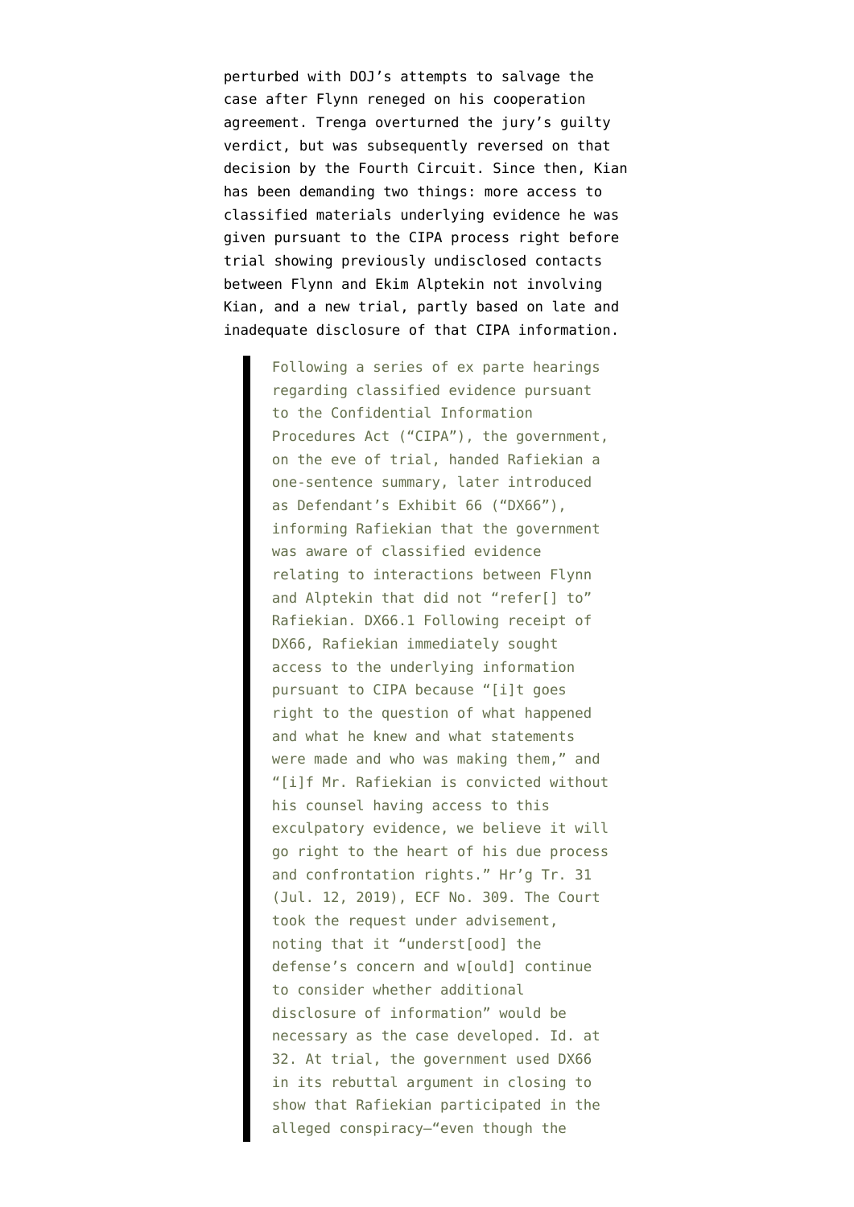perturbed with DOJ's attempts to salvage the case after Flynn reneged on his cooperation agreement. Trenga overturned the jury's guilty verdict, but was subsequently reversed on that decision by the Fourth Circuit. Since then, Kian has been demanding two things: more access to classified materials underlying evidence he was given pursuant to the CIPA process right before trial showing previously undisclosed contacts between Flynn and Ekim Alptekin not involving Kian, and a new trial, partly based on late and inadequate disclosure of that CIPA information.

> Following a series of ex parte hearings regarding classified evidence pursuant to the Confidential Information Procedures Act ("CIPA"), the government, on the eve of trial, handed Rafiekian a one-sentence summary, later introduced as Defendant's Exhibit 66 ("DX66"), informing Rafiekian that the government was aware of classified evidence relating to interactions between Flynn and Alptekin that did not "refer[] to" Rafiekian. DX66.1 Following receipt of DX66, Rafiekian immediately sought access to the underlying information pursuant to CIPA because "[i]t goes right to the question of what happened and what he knew and what statements were made and who was making them," and "[i]f Mr. Rafiekian is convicted without his counsel having access to this exculpatory evidence, we believe it will go right to the heart of his due process and confrontation rights." Hr'g Tr. 31 (Jul. 12, 2019), ECF No. 309. The Court took the request under advisement, noting that it "underst[ood] the defense's concern and w[ould] continue to consider whether additional disclosure of information" would be necessary as the case developed. Id. at 32. At trial, the government used DX66 in its rebuttal argument in closing to show that Rafiekian participated in the alleged conspiracy—"even though the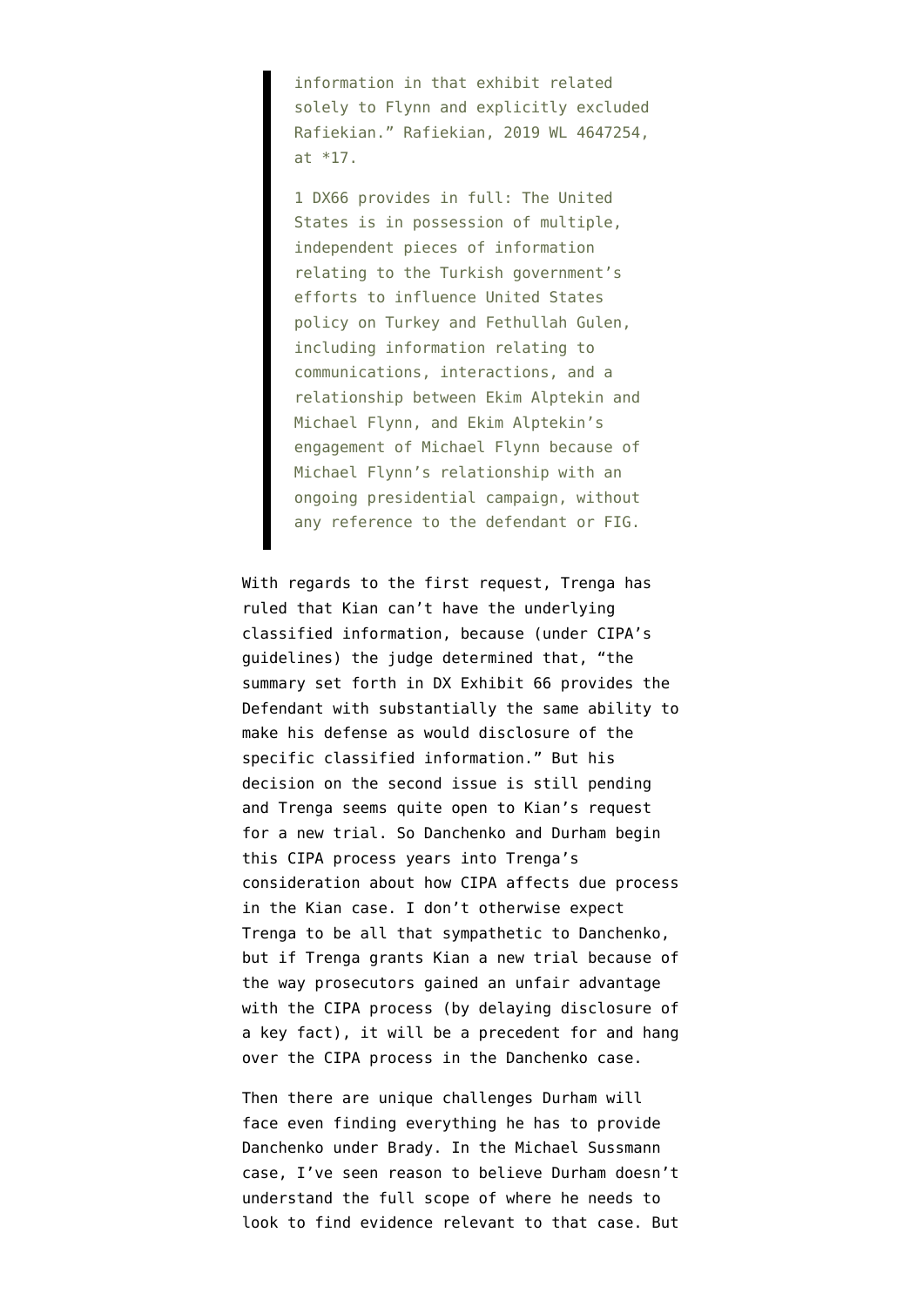> information in that exhibit related solely to Flynn and explicitly excluded Rafiekian." Rafiekian, 2019 WL 4647254, at *17.
>
> 1 DX66 provides in full: The United States is in possession of multiple, independent pieces of information relating to the Turkish government's efforts to influence United States policy on Turkey and Fethullah Gulen, including information relating to communications, interactions, and a relationship between Ekim Alptekin and Michael Flynn, and Ekim Alptekin's engagement of Michael Flynn because of Michael Flynn's relationship with an ongoing presidential campaign, without any reference to the defendant or FIG.

With regards to the first request, Trenga has ruled that Kian can't have the underlying classified information, because (under CIPA's guidelines) the judge determined that, "the summary set forth in DX Exhibit 66 provides the Defendant with substantially the same ability to make his defense as would disclosure of the specific classified information." But his decision on the second issue is still pending and Trenga seems quite open to Kian's request for a new trial. So Danchenko and Durham begin this CIPA process years into Trenga's consideration about how CIPA affects due process in the Kian case. I don't otherwise expect Trenga to be all that sympathetic to Danchenko, but if Trenga grants Kian a new trial because of the way prosecutors gained an unfair advantage with the CIPA process (by delaying disclosure of a key fact), it will be a precedent for and hang over the CIPA process in the Danchenko case.

Then there are unique challenges Durham will face even finding everything he has to provide Danchenko under Brady. In the Michael Sussmann case, I've seen reason to believe Durham doesn't understand the full scope of where he needs to look to find evidence relevant to that case. But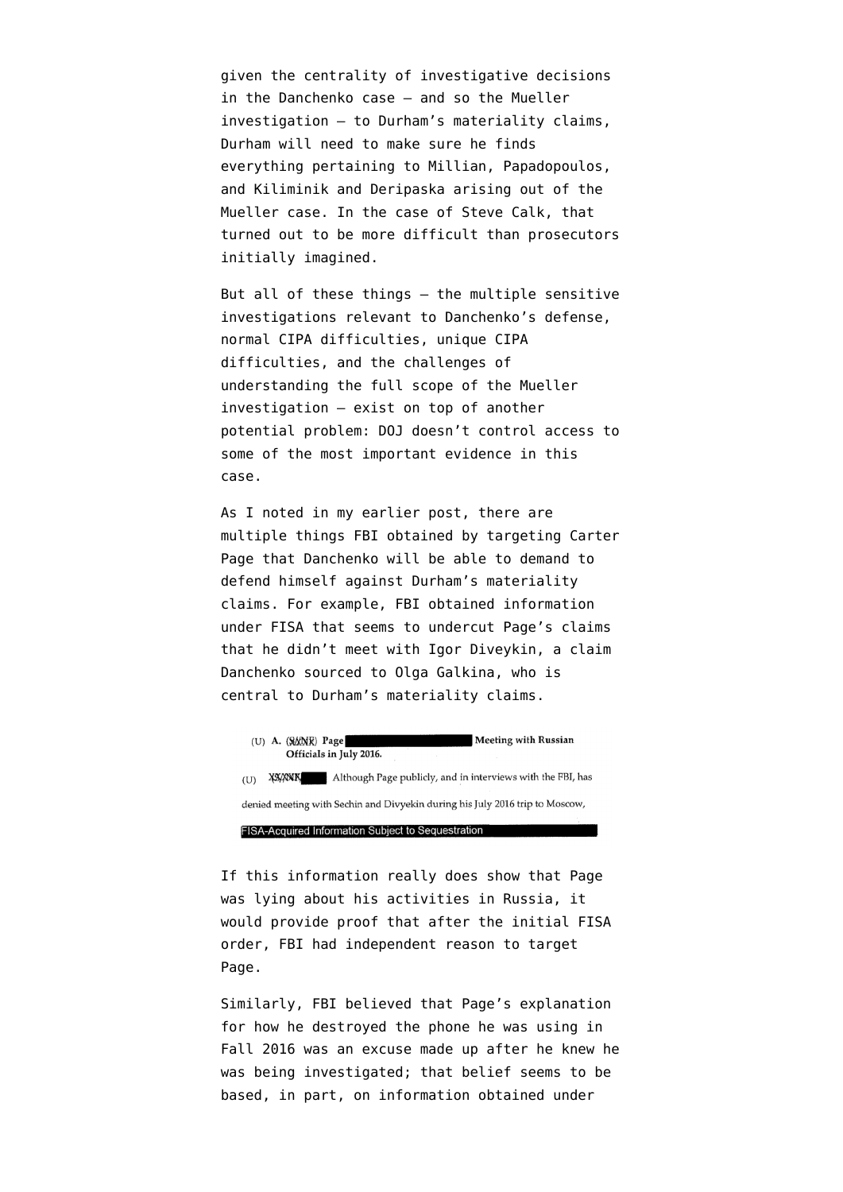given the centrality of investigative decisions in the Danchenko case — and so the Mueller investigation — to Durham's materiality claims, Durham will need to make sure he finds everything pertaining to Millian, Papadopoulos, and Kiliminik and Deripaska arising out of the Mueller case. In the case of Steve Calk, that turned out to be more difficult than prosecutors initially imagined.

But all of these things — the multiple sensitive investigations relevant to Danchenko's defense, normal CIPA difficulties, unique CIPA difficulties, and the challenges of understanding the full scope of the Mueller investigation — exist on top of another potential problem: DOJ doesn't control access to some of the most important evidence in this case.

As I noted in my earlier post, there are multiple things FBI obtained by targeting Carter Page that Danchenko will be able to demand to defend himself against Durham's materiality claims. For example, FBI obtained information under FISA that seems to undercut Page's claims that he didn't meet with Igor Diveykin, a claim Danchenko sourced to Olga Galkina, who is central to Durham's materiality claims.

(U) A. (S//NF) Page [redacted] Meeting with Russian Officials in July 2016.

(U) (S//NF) [redacted] Although Page publicly, and in interviews with the FBI, has denied meeting with Sechin and Divyekin during his July 2016 trip to Moscow,

FISA-Acquired Information Subject to Sequestration

If this information really does show that Page was lying about his activities in Russia, it would provide proof that after the initial FISA order, FBI had independent reason to target Page.

Similarly, FBI believed that Page's explanation for how he destroyed the phone he was using in Fall 2016 was an excuse made up after he knew he was being investigated; that belief seems to be based, in part, on information obtained under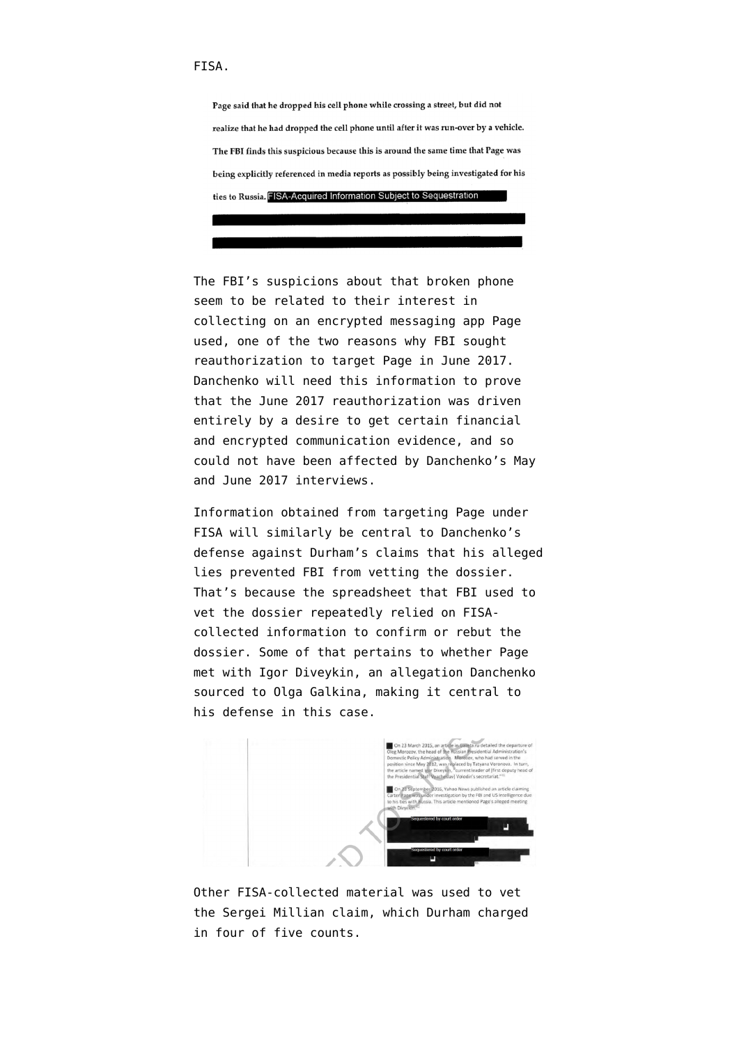FISA.

> Page said that he dropped his cell phone while crossing a street, but did not realize that he had dropped the cell phone until after it was run-over by a vehicle. The FBI finds this suspicious because this is around the same time that Page was being explicitly referenced in media reports as possibly being investigated for his ties to Russia. FISA-Acquired Information Subject to Sequestration

The FBI's suspicions about that broken phone seem to be related to their interest in collecting on an encrypted messaging app Page used, one of the two reasons why FBI sought reauthorization to target Page in June 2017. Danchenko will need this information to prove that the June 2017 reauthorization was driven entirely by a desire to get certain financial and encrypted communication evidence, and so could not have been affected by Danchenko's May and June 2017 interviews.

Information obtained from targeting Page under FISA will similarly be central to Danchenko's defense against Durham's claims that his alleged lies prevented FBI from vetting the dossier. That's because the spreadsheet that FBI used to vet the dossier repeatedly relied on FISA-collected information to confirm or rebut the dossier. Some of that pertains to whether Page met with Igor Diveykin, an allegation Danchenko sourced to Olga Galkina, making it central to his defense in this case.

> On 23 March 2015, an article in Gazeta.ru detailed the departure of Oleg Morozov, the head of the Russian Presidential Administration's Domestic Policy Administration. Morozov, who had served in the position since May 2012, was replaced by Tatyana Voronova. In turn, the article named Igor Diveykin, "current leader of [first deputy head of the Presidential Staff Vyacheslav] Volodin's secretariat."
>
> On 23 September 2016, Yahoo News published an article claiming Carter Page was under investigation by the FBI and US intelligence due to his ties with Russia. This article mentioned Page's alleged meeting with Diveykin.
>
> Sequestered by court order
>
> Sequestered by court order

Other FISA-collected material was used to vet the Sergei Millian claim, which Durham charged in four of five counts.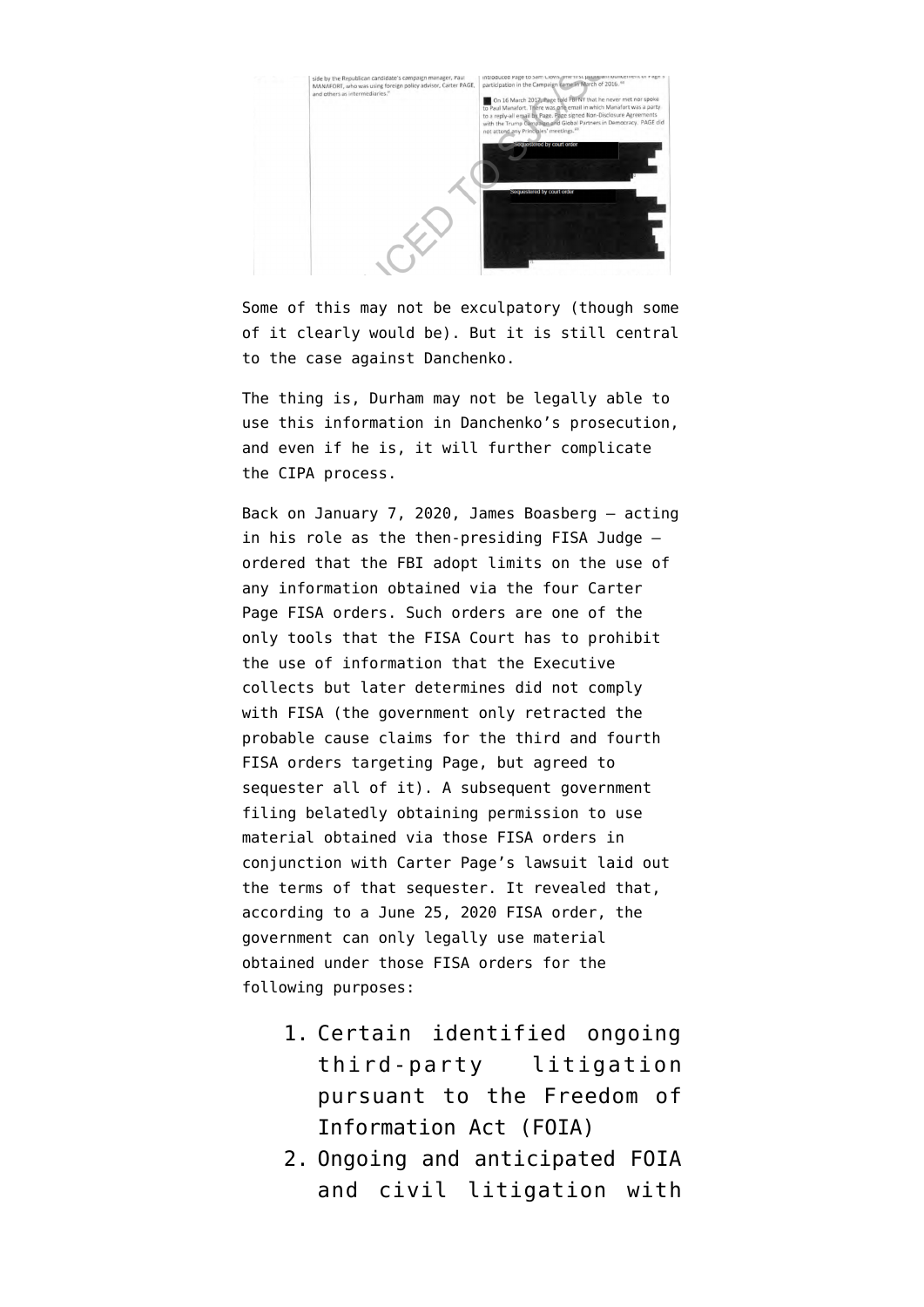side by the Republican candidate's campaign manager, Paul MANAFORT, who was using foreign policy advisor, Carter PAGE, and others as intermediaries."

introduced Page to Sam Clovis, the first public announcement of Page's participation in the Campaign came in March of 2016.

On 16 March 2017, Page told FBI NY that he never met nor spoke to Paul Manafort. There was one email in which Manafort was a party to a reply-all email by Page. Page signed Non-Disclosure Agreements with the Trump Campaign and Global Partners in Democracy. PAGE did not attend any Principles' meetings.

Sequestered by court order

Sequestered by court order

Some of this may not be exculpatory (though some of it clearly would be). But it is still central to the case against Danchenko.

The thing is, Durham may not be legally able to use this information in Danchenko's prosecution, and even if he is, it will further complicate the CIPA process.

Back on January 7, 2020, James Boasberg — acting in his role as the then-presiding FISA Judge — ordered that the FBI adopt limits on the use of any information obtained via the four Carter Page FISA orders. Such orders are one of the only tools that the FISA Court has to prohibit the use of information that the Executive collects but later determines did not comply with FISA (the government only retracted the probable cause claims for the third and fourth FISA orders targeting Page, but agreed to sequester all of it). A subsequent government filing belatedly obtaining permission to use material obtained via those FISA orders in conjunction with Carter Page's lawsuit laid out the terms of that sequester. It revealed that, according to a June 25, 2020 FISA order, the government can only legally use material obtained under those FISA orders for the following purposes:

1. Certain identified ongoing third-party litigation pursuant to the Freedom of Information Act (FOIA)
2. Ongoing and anticipated FOIA and civil litigation with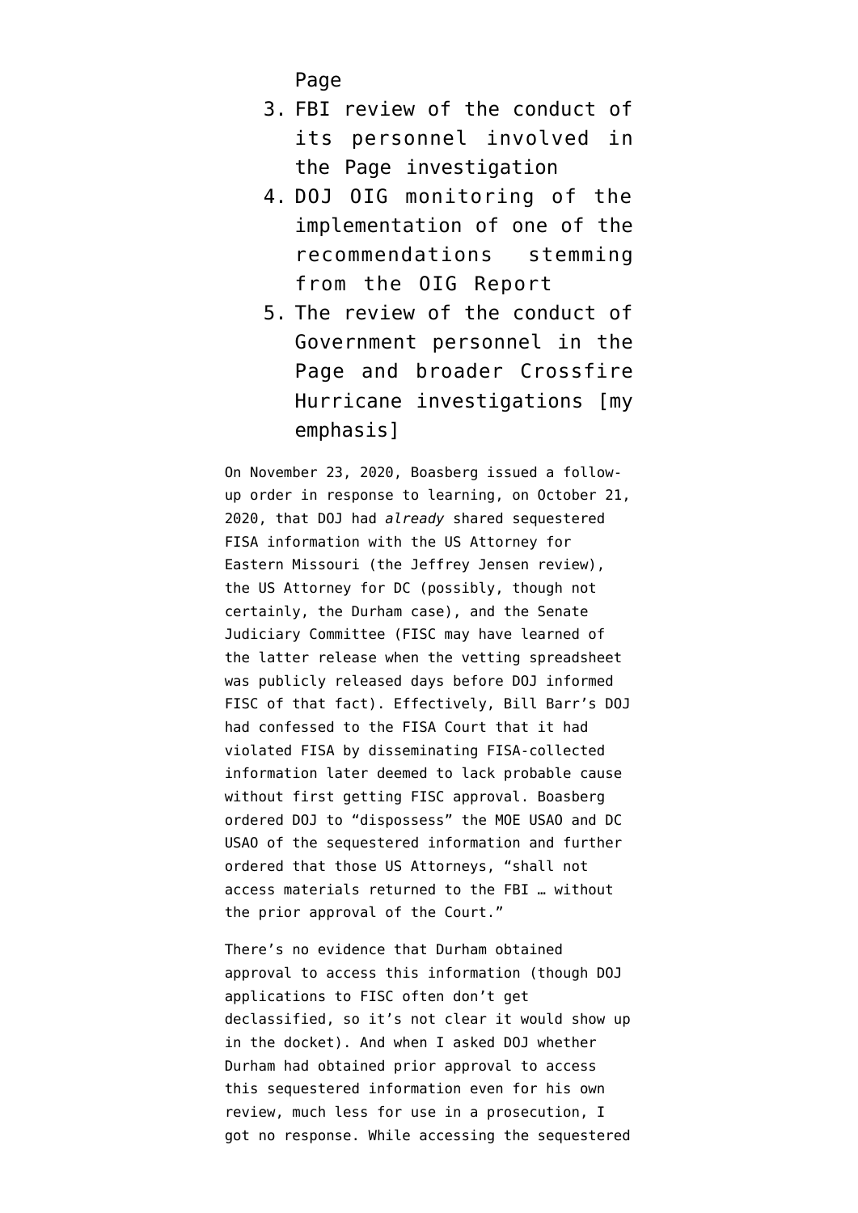Page

3. FBI review of the conduct of its personnel involved in the Page investigation
4. DOJ OIG monitoring of the implementation of one of the recommendations stemming from the OIG Report
5. The review of the conduct of Government personnel in the Page and broader Crossfire Hurricane investigations [my emphasis]

On November 23, 2020, Boasberg issued a follow-up order in response to learning, on October 21, 2020, that DOJ had *already* shared sequestered FISA information with the US Attorney for Eastern Missouri (the Jeffrey Jensen review), the US Attorney for DC (possibly, though not certainly, the Durham case), and the Senate Judiciary Committee (FISC may have learned of the latter release when the vetting spreadsheet was publicly released days before DOJ informed FISC of that fact). Effectively, Bill Barr's DOJ had confessed to the FISA Court that it had violated FISA by disseminating FISA-collected information later deemed to lack probable cause without first getting FISC approval. Boasberg ordered DOJ to "dispossess" the MOE USAO and DC USAO of the sequestered information and further ordered that those US Attorneys, "shall not access materials returned to the FBI … without the prior approval of the Court."

There's no evidence that Durham obtained approval to access this information (though DOJ applications to FISC often don't get declassified, so it's not clear it would show up in the docket). And when I asked DOJ whether Durham had obtained prior approval to access this sequestered information even for his own review, much less for use in a prosecution, I got no response. While accessing the sequestered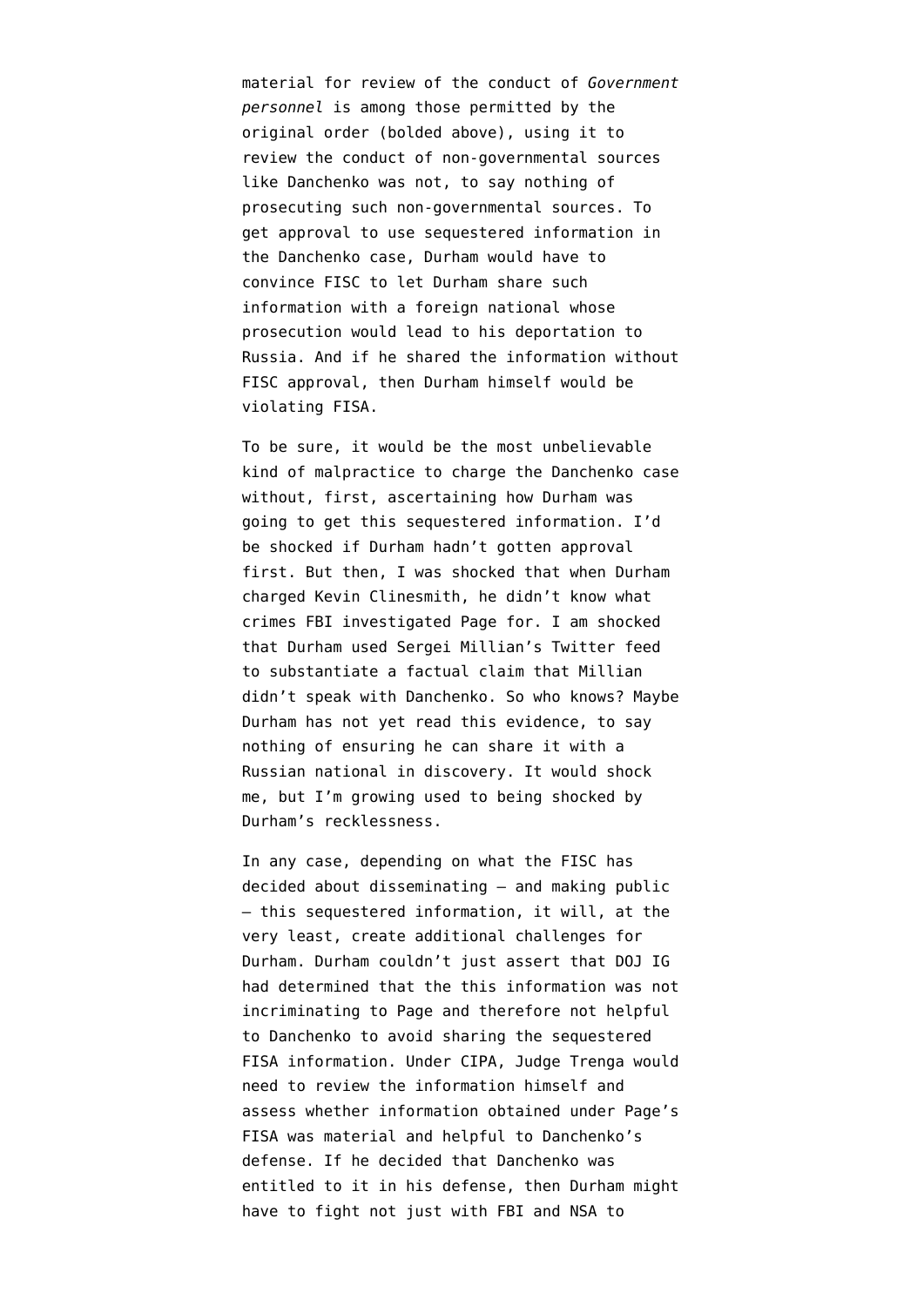material for review of the conduct of *Government personnel* is among those permitted by the original order (bolded above), using it to review the conduct of non-governmental sources like Danchenko was not, to say nothing of prosecuting such non-governmental sources. To get approval to use sequestered information in the Danchenko case, Durham would have to convince FISC to let Durham share such information with a foreign national whose prosecution would lead to his deportation to Russia. And if he shared the information without FISC approval, then Durham himself would be violating FISA.

To be sure, it would be the most unbelievable kind of malpractice to charge the Danchenko case without, first, ascertaining how Durham was going to get this sequestered information. I'd be shocked if Durham hadn't gotten approval first. But then, I was shocked that when Durham charged Kevin Clinesmith, he didn't know what crimes FBI investigated Page for. I am shocked that Durham used Sergei Millian's Twitter feed to substantiate a factual claim that Millian didn't speak with Danchenko. So who knows? Maybe Durham has not yet read this evidence, to say nothing of ensuring he can share it with a Russian national in discovery. It would shock me, but I'm growing used to being shocked by Durham's recklessness.

In any case, depending on what the FISC has decided about disseminating — and making public — this sequestered information, it will, at the very least, create additional challenges for Durham. Durham couldn't just assert that DOJ IG had determined that the this information was not incriminating to Page and therefore not helpful to Danchenko to avoid sharing the sequestered FISA information. Under CIPA, Judge Trenga would need to review the information himself and assess whether information obtained under Page's FISA was material and helpful to Danchenko's defense. If he decided that Danchenko was entitled to it in his defense, then Durham might have to fight not just with FBI and NSA to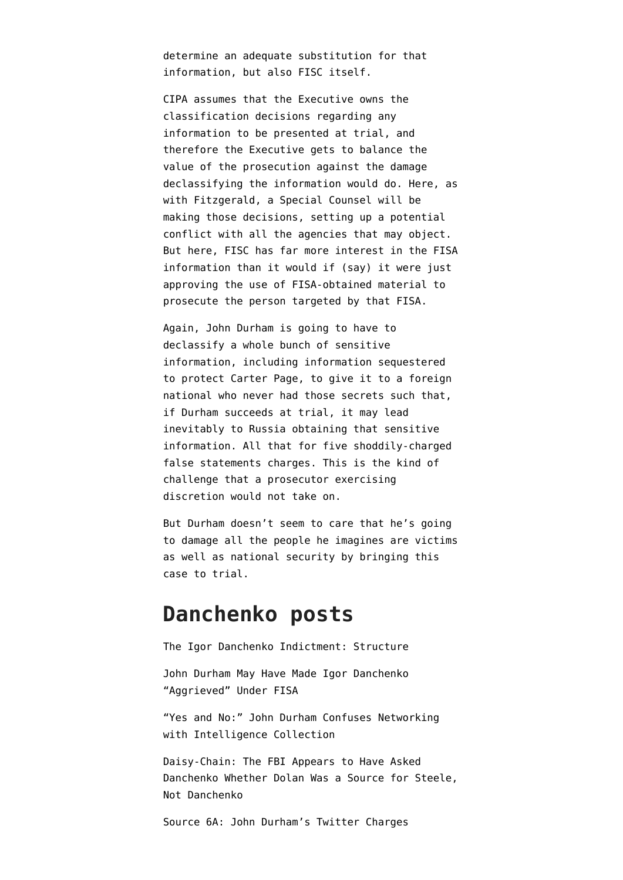determine an adequate substitution for that information, but also FISC itself.

CIPA assumes that the Executive owns the classification decisions regarding any information to be presented at trial, and therefore the Executive gets to balance the value of the prosecution against the damage declassifying the information would do. Here, as with Fitzgerald, a Special Counsel will be making those decisions, setting up a potential conflict with all the agencies that may object. But here, FISC has far more interest in the FISA information than it would if (say) it were just approving the use of FISA-obtained material to prosecute the person targeted by that FISA.

Again, John Durham is going to have to declassify a whole bunch of sensitive information, including information sequestered to protect Carter Page, to give it to a foreign national who never had those secrets such that, if Durham succeeds at trial, it may lead inevitably to Russia obtaining that sensitive information. All that for five shoddily-charged false statements charges. This is the kind of challenge that a prosecutor exercising discretion would not take on.

But Durham doesn't seem to care that he's going to damage all the people he imagines are victims as well as national security by bringing this case to trial.

## Danchenko posts

The Igor Danchenko Indictment: Structure

John Durham May Have Made Igor Danchenko "Aggrieved" Under FISA

"Yes and No:" John Durham Confuses Networking with Intelligence Collection

Daisy-Chain: The FBI Appears to Have Asked Danchenko Whether Dolan Was a Source for Steele, Not Danchenko

Source 6A: John Durham's Twitter Charges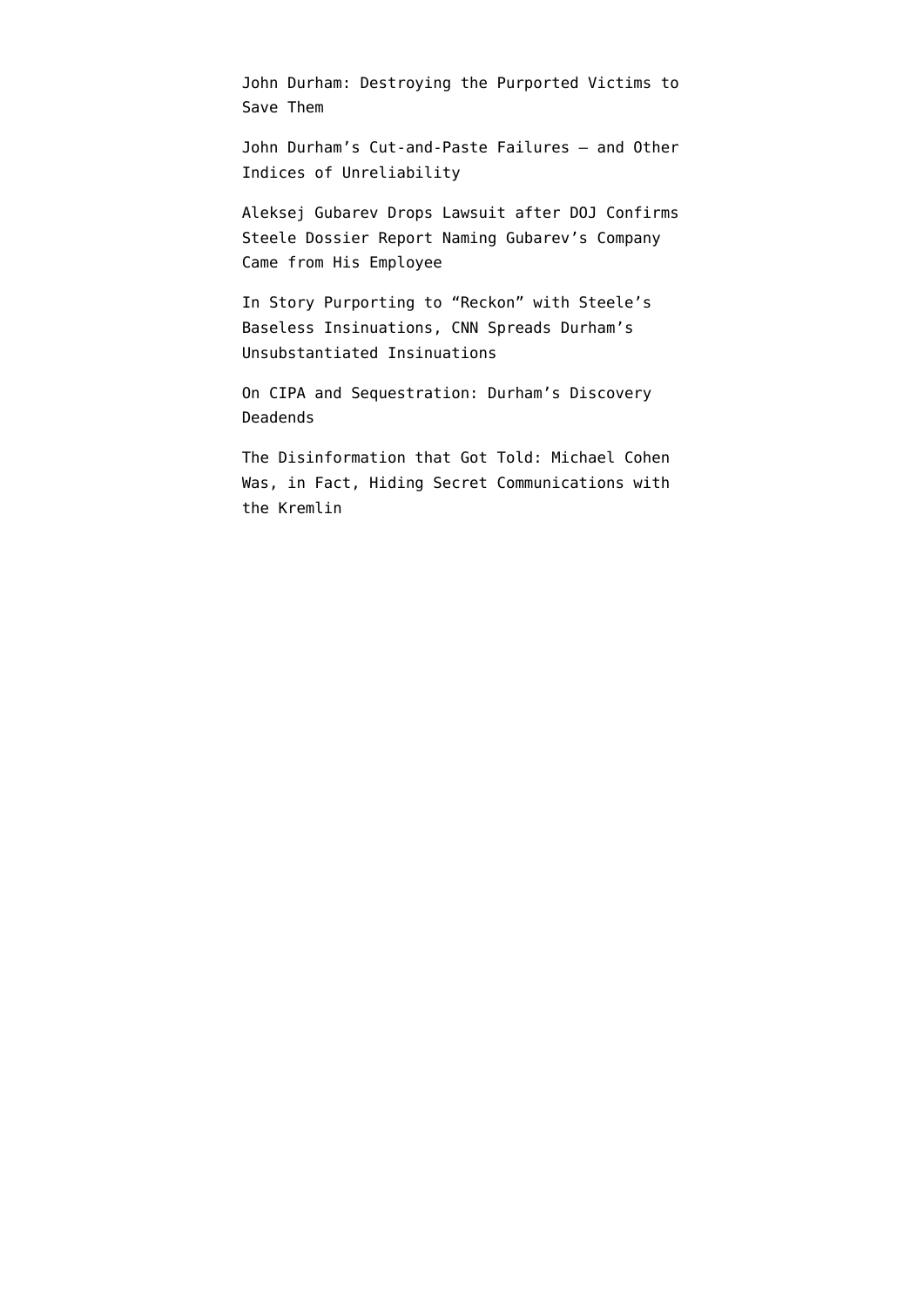John Durham: Destroying the Purported Victims to Save Them

John Durham's Cut-and-Paste Failures – and Other Indices of Unreliability

Aleksej Gubarev Drops Lawsuit after DOJ Confirms Steele Dossier Report Naming Gubarev's Company Came from His Employee

In Story Purporting to "Reckon" with Steele's Baseless Insinuations, CNN Spreads Durham's Unsubstantiated Insinuations

On CIPA and Sequestration: Durham's Discovery Deadends

The Disinformation that Got Told: Michael Cohen Was, in Fact, Hiding Secret Communications with the Kremlin